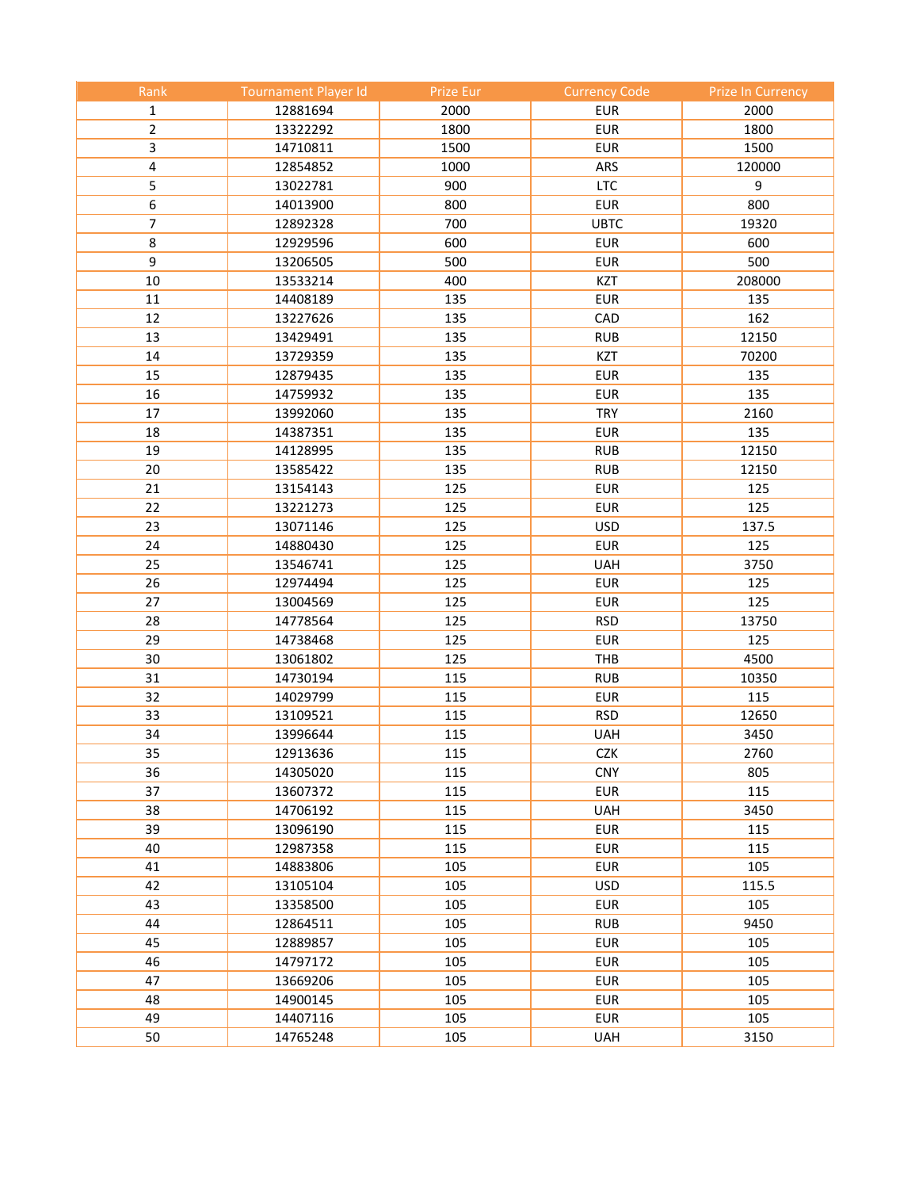| Rank | Tournament Player Id | Prize Eur | Currency Code | Prize In Currency |
|---|---|---|---|---|
| 1 | 12881694 | 2000 | EUR | 2000 |
| 2 | 13322292 | 1800 | EUR | 1800 |
| 3 | 14710811 | 1500 | EUR | 1500 |
| 4 | 12854852 | 1000 | ARS | 120000 |
| 5 | 13022781 | 900 | LTC | 9 |
| 6 | 14013900 | 800 | EUR | 800 |
| 7 | 12892328 | 700 | UBTC | 19320 |
| 8 | 12929596 | 600 | EUR | 600 |
| 9 | 13206505 | 500 | EUR | 500 |
| 10 | 13533214 | 400 | KZT | 208000 |
| 11 | 14408189 | 135 | EUR | 135 |
| 12 | 13227626 | 135 | CAD | 162 |
| 13 | 13429491 | 135 | RUB | 12150 |
| 14 | 13729359 | 135 | KZT | 70200 |
| 15 | 12879435 | 135 | EUR | 135 |
| 16 | 14759932 | 135 | EUR | 135 |
| 17 | 13992060 | 135 | TRY | 2160 |
| 18 | 14387351 | 135 | EUR | 135 |
| 19 | 14128995 | 135 | RUB | 12150 |
| 20 | 13585422 | 135 | RUB | 12150 |
| 21 | 13154143 | 125 | EUR | 125 |
| 22 | 13221273 | 125 | EUR | 125 |
| 23 | 13071146 | 125 | USD | 137.5 |
| 24 | 14880430 | 125 | EUR | 125 |
| 25 | 13546741 | 125 | UAH | 3750 |
| 26 | 12974494 | 125 | EUR | 125 |
| 27 | 13004569 | 125 | EUR | 125 |
| 28 | 14778564 | 125 | RSD | 13750 |
| 29 | 14738468 | 125 | EUR | 125 |
| 30 | 13061802 | 125 | THB | 4500 |
| 31 | 14730194 | 115 | RUB | 10350 |
| 32 | 14029799 | 115 | EUR | 115 |
| 33 | 13109521 | 115 | RSD | 12650 |
| 34 | 13996644 | 115 | UAH | 3450 |
| 35 | 12913636 | 115 | CZK | 2760 |
| 36 | 14305020 | 115 | CNY | 805 |
| 37 | 13607372 | 115 | EUR | 115 |
| 38 | 14706192 | 115 | UAH | 3450 |
| 39 | 13096190 | 115 | EUR | 115 |
| 40 | 12987358 | 115 | EUR | 115 |
| 41 | 14883806 | 105 | EUR | 105 |
| 42 | 13105104 | 105 | USD | 115.5 |
| 43 | 13358500 | 105 | EUR | 105 |
| 44 | 12864511 | 105 | RUB | 9450 |
| 45 | 12889857 | 105 | EUR | 105 |
| 46 | 14797172 | 105 | EUR | 105 |
| 47 | 13669206 | 105 | EUR | 105 |
| 48 | 14900145 | 105 | EUR | 105 |
| 49 | 14407116 | 105 | EUR | 105 |
| 50 | 14765248 | 105 | UAH | 3150 |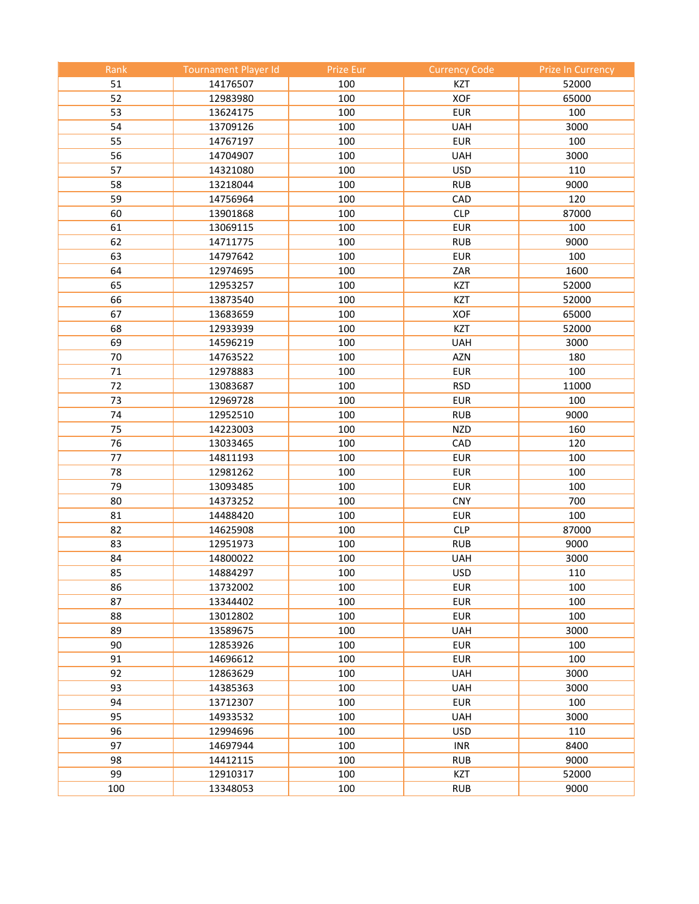| Rank | Tournament Player Id | Prize Eur | Currency Code | Prize In Currency |
|---|---|---|---|---|
| 51 | 14176507 | 100 | KZT | 52000 |
| 52 | 12983980 | 100 | XOF | 65000 |
| 53 | 13624175 | 100 | EUR | 100 |
| 54 | 13709126 | 100 | UAH | 3000 |
| 55 | 14767197 | 100 | EUR | 100 |
| 56 | 14704907 | 100 | UAH | 3000 |
| 57 | 14321080 | 100 | USD | 110 |
| 58 | 13218044 | 100 | RUB | 9000 |
| 59 | 14756964 | 100 | CAD | 120 |
| 60 | 13901868 | 100 | CLP | 87000 |
| 61 | 13069115 | 100 | EUR | 100 |
| 62 | 14711775 | 100 | RUB | 9000 |
| 63 | 14797642 | 100 | EUR | 100 |
| 64 | 12974695 | 100 | ZAR | 1600 |
| 65 | 12953257 | 100 | KZT | 52000 |
| 66 | 13873540 | 100 | KZT | 52000 |
| 67 | 13683659 | 100 | XOF | 65000 |
| 68 | 12933939 | 100 | KZT | 52000 |
| 69 | 14596219 | 100 | UAH | 3000 |
| 70 | 14763522 | 100 | AZN | 180 |
| 71 | 12978883 | 100 | EUR | 100 |
| 72 | 13083687 | 100 | RSD | 11000 |
| 73 | 12969728 | 100 | EUR | 100 |
| 74 | 12952510 | 100 | RUB | 9000 |
| 75 | 14223003 | 100 | NZD | 160 |
| 76 | 13033465 | 100 | CAD | 120 |
| 77 | 14811193 | 100 | EUR | 100 |
| 78 | 12981262 | 100 | EUR | 100 |
| 79 | 13093485 | 100 | EUR | 100 |
| 80 | 14373252 | 100 | CNY | 700 |
| 81 | 14488420 | 100 | EUR | 100 |
| 82 | 14625908 | 100 | CLP | 87000 |
| 83 | 12951973 | 100 | RUB | 9000 |
| 84 | 14800022 | 100 | UAH | 3000 |
| 85 | 14884297 | 100 | USD | 110 |
| 86 | 13732002 | 100 | EUR | 100 |
| 87 | 13344402 | 100 | EUR | 100 |
| 88 | 13012802 | 100 | EUR | 100 |
| 89 | 13589675 | 100 | UAH | 3000 |
| 90 | 12853926 | 100 | EUR | 100 |
| 91 | 14696612 | 100 | EUR | 100 |
| 92 | 12863629 | 100 | UAH | 3000 |
| 93 | 14385363 | 100 | UAH | 3000 |
| 94 | 13712307 | 100 | EUR | 100 |
| 95 | 14933532 | 100 | UAH | 3000 |
| 96 | 12994696 | 100 | USD | 110 |
| 97 | 14697944 | 100 | INR | 8400 |
| 98 | 14412115 | 100 | RUB | 9000 |
| 99 | 12910317 | 100 | KZT | 52000 |
| 100 | 13348053 | 100 | RUB | 9000 |